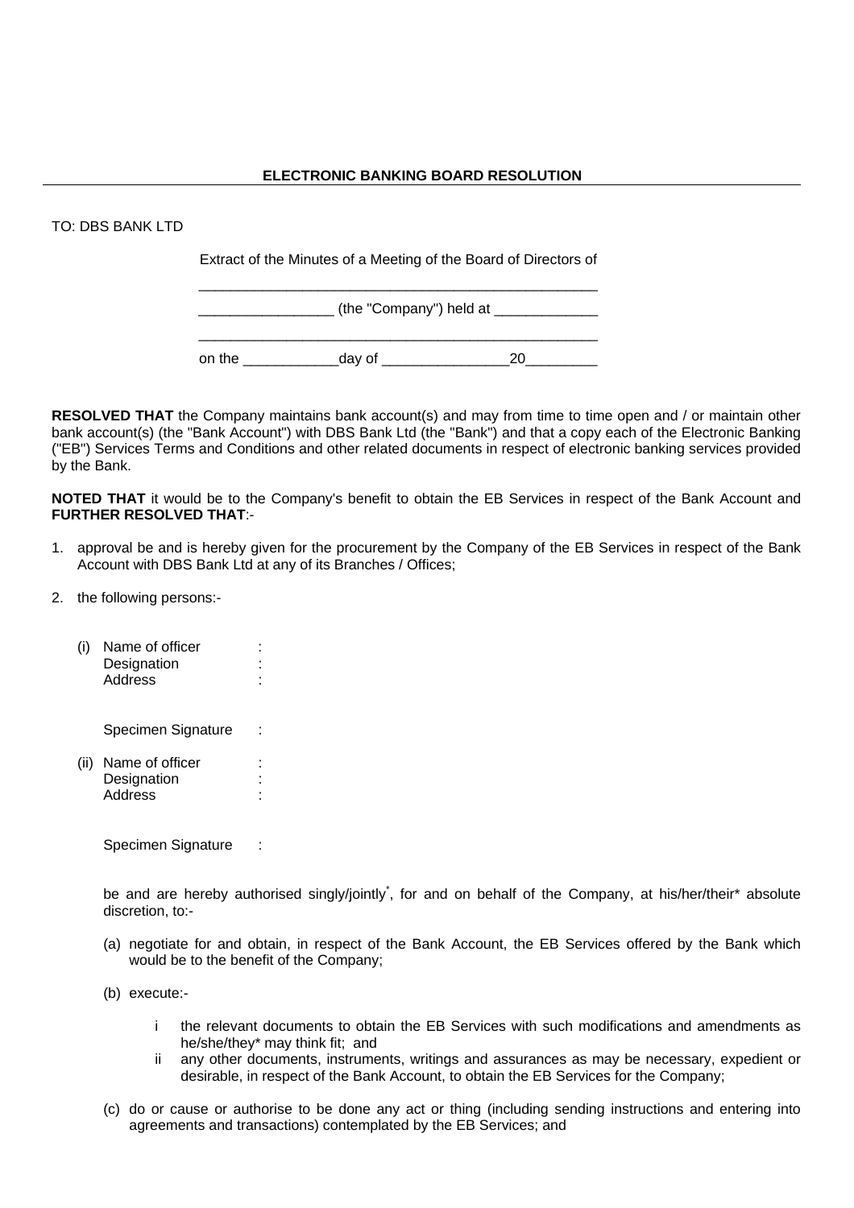## ELECTRONIC BANKING BOARD RESOLUTION

TO: DBS BANK LTD

Extract of the Minutes of a Meeting of the Board of Directors of

__________________________________________________

_________________ (the "Company") held at _____________

__________________________________________________

on the ____________day of ________________20_________

**RESOLVED THAT** the Company maintains bank account(s) and may from time to time open and / or maintain other bank account(s) (the "Bank Account") with DBS Bank Ltd (the "Bank") and that a copy each of the Electronic Banking ("EB") Services Terms and Conditions and other related documents in respect of electronic banking services provided by the Bank.

**NOTED THAT** it would be to the Company's benefit to obtain the EB Services in respect of the Bank Account and **FURTHER RESOLVED THAT**:-

1. approval be and is hereby given for the procurement by the Company of the EB Services in respect of the Bank Account with DBS Bank Ltd at any of its Branches / Offices;

2. the following persons:-

   (i) Name of officer :
   Designation :
   Address :

   Specimen Signature :

   (ii) Name of officer :
   Designation :
   Address :

   Specimen Signature :

   be and are hereby authorised singly/jointly*, for and on behalf of the Company, at his/her/their* absolute discretion, to:-

   (a) negotiate for and obtain, in respect of the Bank Account, the EB Services offered by the Bank which would be to the benefit of the Company;

   (b) execute:-

      i the relevant documents to obtain the EB Services with such modifications and amendments as he/she/they* may think fit; and

      ii any other documents, instruments, writings and assurances as may be necessary, expedient or desirable, in respect of the Bank Account, to obtain the EB Services for the Company;

   (c) do or cause or authorise to be done any act or thing (including sending instructions and entering into agreements and transactions) contemplated by the EB Services; and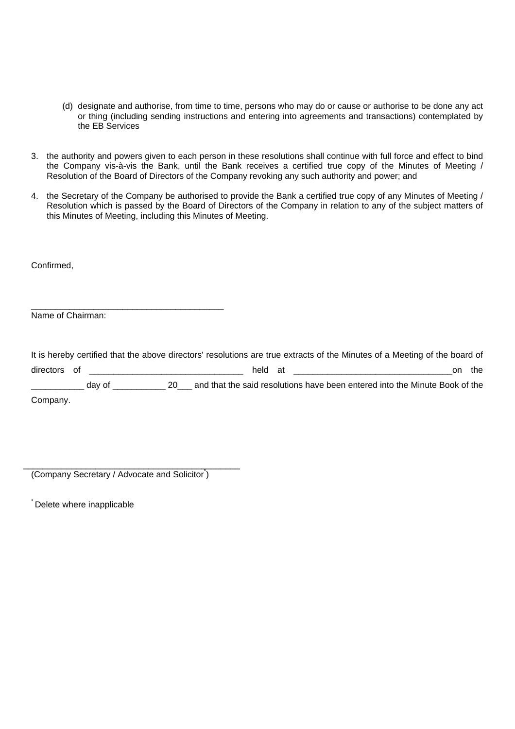(d) designate and authorise, from time to time, persons who may do or cause or authorise to be done any act or thing (including sending instructions and entering into agreements and transactions) contemplated by the EB Services

3. the authority and powers given to each person in these resolutions shall continue with full force and effect to bind the Company vis-à-vis the Bank, until the Bank receives a certified true copy of the Minutes of Meeting / Resolution of the Board of Directors of the Company revoking any such authority and power; and

4. the Secretary of the Company be authorised to provide the Bank a certified true copy of any Minutes of Meeting / Resolution which is passed by the Board of Directors of the Company in relation to any of the subject matters of this Minutes of Meeting, including this Minutes of Meeting.

Confirmed,

________________________________________
Name of Chairman:

It is hereby certified that the above directors' resolutions are true extracts of the Minutes of a Meeting of the board of directors of ________________________________ held at _________________________________on the ___________ day of ___________ 20___ and that the said resolutions have been entered into the Minute Book of the Company.

_____________________________________________
(Company Secretary / Advocate and Solicitor*)

* Delete where inapplicable